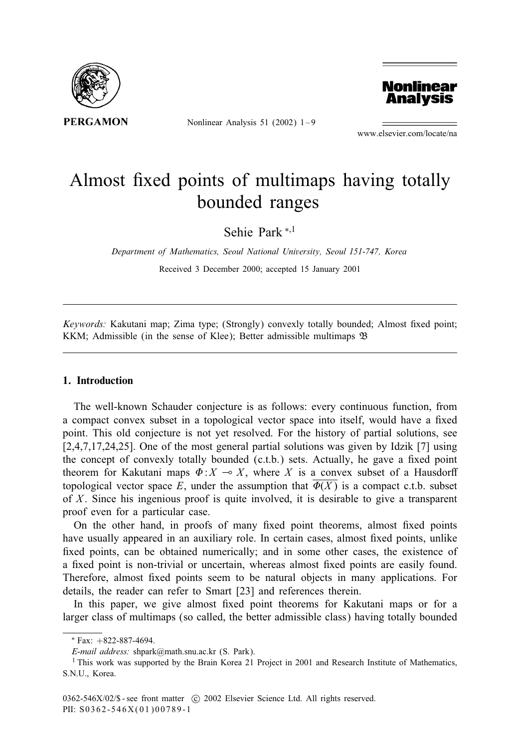# Almost fixed points of multimaps having totally bounded ranges

Sehie Park [*,1]

*Department of Mathematics, Seoul National University, Seoul 151-747, Korea*

Received 3 December 2000; accepted 15 January 2001

*Keywords:* Kakutani map; Zima type; (Strongly) convexly totally bounded; Almost fixed point; KKM; Admissible (in the sense of Klee); Better admissible multimaps $\mathfrak{B}$

## 1. Introduction

The well-known Schauder conjecture is as follows: every continuous function, from a compact convex subset in a topological vector space into itself, would have a fixed point. This old conjecture is not yet resolved. For the history of partial solutions, see [2,4,7,17,24,25]. One of the most general partial solutions was given by Idzik [7] using the concept of convexly totally bounded (c.t.b.) sets. Actually, he gave a fixed point theorem for Kakutani maps $\Phi : X \multimap X$, where $X$ is a convex subset of a Hausdorff topological vector space $E$, under the assumption that $\overline{\Phi(X)}$ is a compact c.t.b. subset of $X$. Since his ingenious proof is quite involved, it is desirable to give a transparent proof even for a particular case.

On the other hand, in proofs of many fixed point theorems, almost fixed points have usually appeared in an auxiliary role. In certain cases, almost fixed points, unlike fixed points, can be obtained numerically; and in some other cases, the existence of a fixed point is non-trivial or uncertain, whereas almost fixed points are easily found. Therefore, almost fixed points seem to be natural objects in many applications. For details, the reader can refer to Smart [23] and references therein.

In this paper, we give almost fixed point theorems for Kakutani maps or for a larger class of multimaps (so called, the better admissible class) having totally bounded

---

[*] Fax: +822-887-4694.

*E-mail address:* shpark@math.snu.ac.kr (S. Park).

[1] This work was supported by the Brain Korea 21 Project in 2001 and Research Institute of Mathematics, S.N.U., Korea.

0362-546X/02/$ - see front matter © 2002 Elsevier Science Ltd. All rights reserved.
PII: S0362-546X(01)00789-1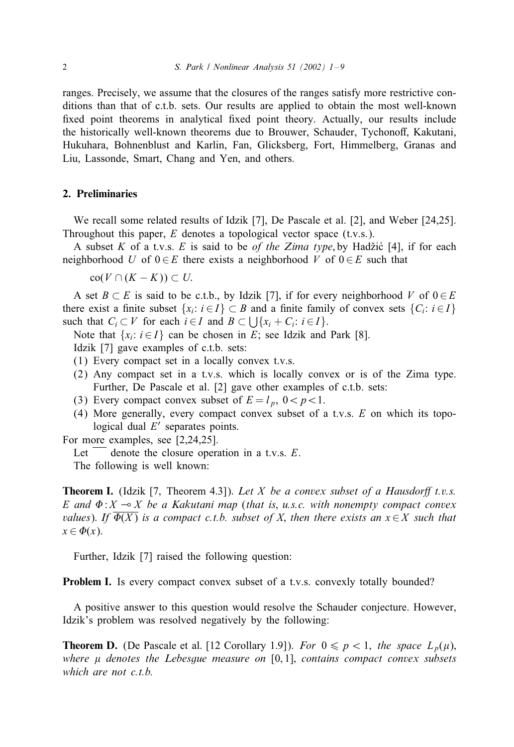ranges. Precisely, we assume that the closures of the ranges satisfy more restrictive conditions than that of c.t.b. sets. Our results are applied to obtain the most well-known fixed point theorems in analytical fixed point theory. Actually, our results include the historically well-known theorems due to Brouwer, Schauder, Tychonoff, Kakutani, Hukuhara, Bohnenblust and Karlin, Fan, Glicksberg, Fort, Himmelberg, Granas and Liu, Lassonde, Smart, Chang and Yen, and others.

## 2. Preliminaries

We recall some related results of Idzik [7], De Pascale et al. [2], and Weber [24,25]. Throughout this paper, $E$ denotes a topological vector space (t.v.s.).

A subset $K$ of a t.v.s. $E$ is said to be *of the Zima type*, by Hadžić [4], if for each neighborhood $U$ of $0 \in E$ there exists a neighborhood $V$ of $0 \in E$ such that

$$\mathrm{co}(V \cap (K - K)) \subset U.$$

A set $B \subset E$ is said to be c.t.b., by Idzik [7], if for every neighborhood $V$ of $0 \in E$ there exist a finite subset $\{x_i\colon i \in I\} \subset B$ and a finite family of convex sets $\{C_i\colon i \in I\}$ such that $C_i \subset V$ for each $i \in I$ and $B \subset \bigcup\{x_i + C_i\colon i \in I\}$.

Note that $\{x_i\colon i \in I\}$ can be chosen in $E$; see Idzik and Park [8].

Idzik [7] gave examples of c.t.b. sets:

(1) Every compact set in a locally convex t.v.s.

(2) Any compact set in a t.v.s. which is locally convex or is of the Zima type. Further, De Pascale et al. [2] gave other examples of c.t.b. sets:

(3) Every compact convex subset of $E = l_p$, $0 < p < 1$.

(4) More generally, every compact convex subset of a t.v.s. $E$ on which its topological dual $E'$ separates points.

For more examples, see [2,24,25].

Let $\overline{\phantom{x}}$ denote the closure operation in a t.v.s. $E$.

The following is well known:

**Theorem I.** (Idzik [7, Theorem 4.3]). *Let $X$ be a convex subset of a Hausdorff t.v.s. $E$ and $\Phi : X \multimap X$ be a Kakutani map* (*that is*, *u.s.c. with nonempty compact convex values*). *If $\overline{\Phi(X)}$ is a compact c.t.b. subset of $X$, then there exists an $x \in X$ such that $x \in \Phi(x)$.*

Further, Idzik [7] raised the following question:

**Problem I.** Is every compact convex subset of a t.v.s. convexly totally bounded?

A positive answer to this question would resolve the Schauder conjecture. However, Idzik's problem was resolved negatively by the following:

**Theorem D.** (De Pascale et al. [12 Corollary 1.9]). *For $0 \leqslant p < 1$, the space $L_p(\mu)$, where $\mu$ denotes the Lebesgue measure on $[0, 1]$, contains compact convex subsets which are not c.t.b.*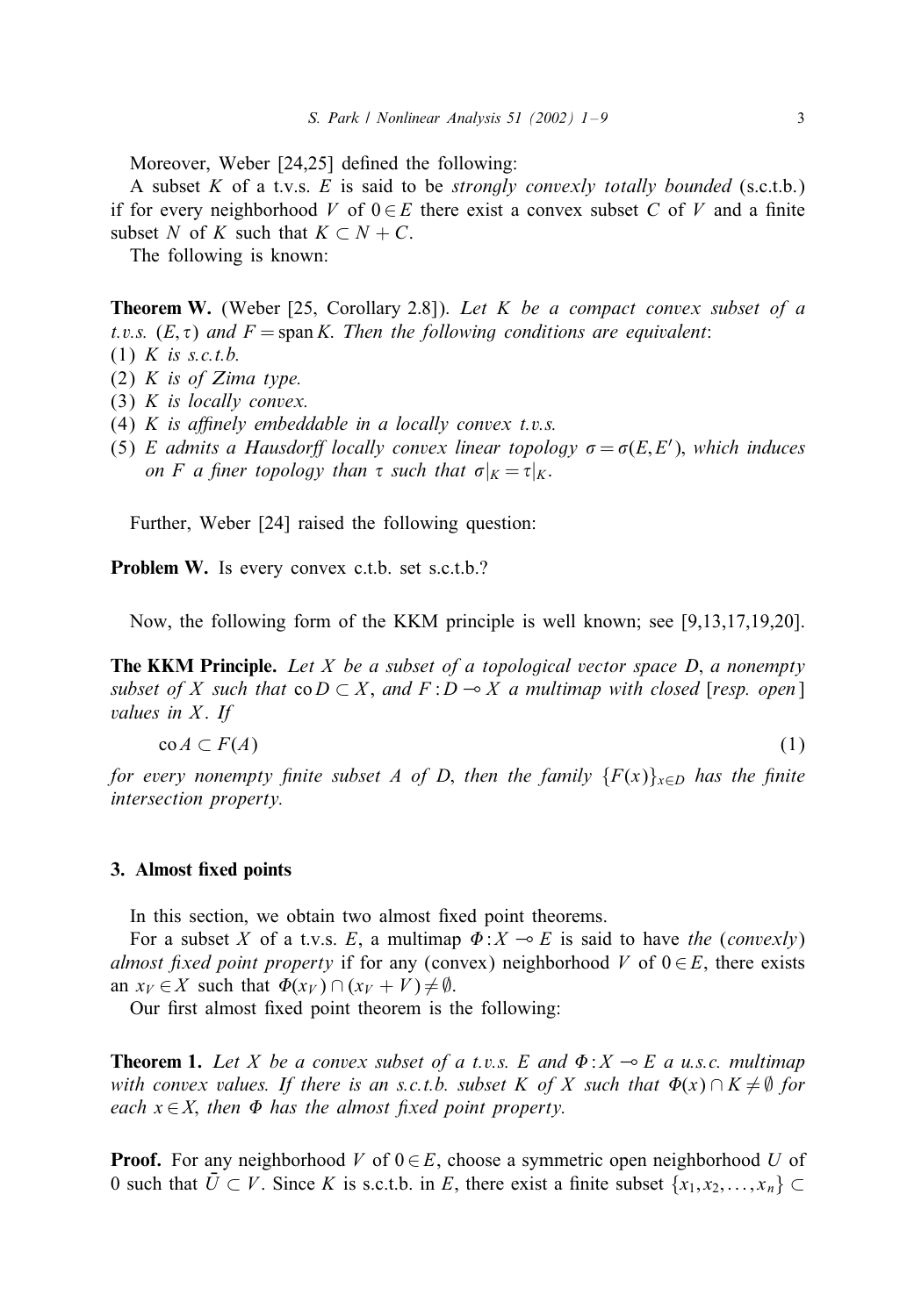Moreover, Weber [24,25] defined the following:

A subset $K$ of a t.v.s. $E$ is said to be *strongly convexly totally bounded* (s.c.t.b.) if for every neighborhood $V$ of $0 \in E$ there exist a convex subset $C$ of $V$ and a finite subset $N$ of $K$ such that $K \subset N + C$.

The following is known:

**Theorem W.** (Weber [25, Corollary 2.8]). *Let $K$ be a compact convex subset of a t.v.s. $(E, \tau)$ and $F = \operatorname{span} K$. Then the following conditions are equivalent*:

(1) *$K$ is s.c.t.b.*
(2) *$K$ is of Zima type.*
(3) *$K$ is locally convex.*
(4) *$K$ is affinely embeddable in a locally convex t.v.s.*
(5) *$E$ admits a Hausdorff locally convex linear topology $\sigma = \sigma(E, E')$, which induces on $F$ a finer topology than $\tau$ such that $\sigma|_K = \tau|_K$.*

Further, Weber [24] raised the following question:

**Problem W.** Is every convex c.t.b. set s.c.t.b.?

Now, the following form of the KKM principle is well known; see [9,13,17,19,20].

**The KKM Principle.** *Let $X$ be a subset of a topological vector space $D$, a nonempty subset of $X$ such that $\operatorname{co} D \subset X$, and $F : D \multimap X$ a multimap with closed [resp. open] values in $X$. If*

$$\operatorname{co} A \subset F(A) \tag{1}$$

*for every nonempty finite subset $A$ of $D$, then the family $\{F(x)\}_{x \in D}$ has the finite intersection property.*

## 3. Almost fixed points

In this section, we obtain two almost fixed point theorems.

For a subset $X$ of a t.v.s. $E$, a multimap $\Phi : X \multimap E$ is said to have *the* (*convexly*) *almost fixed point property* if for any (convex) neighborhood $V$ of $0 \in E$, there exists an $x_V \in X$ such that $\Phi(x_V) \cap (x_V + V) \neq \emptyset$.

Our first almost fixed point theorem is the following:

**Theorem 1.** *Let $X$ be a convex subset of a t.v.s. $E$ and $\Phi : X \multimap E$ a u.s.c. multimap with convex values. If there is an s.c.t.b. subset $K$ of $X$ such that $\Phi(x) \cap K \neq \emptyset$ for each $x \in X$, then $\Phi$ has the almost fixed point property.*

**Proof.** For any neighborhood $V$ of $0 \in E$, choose a symmetric open neighborhood $U$ of $0$ such that $\bar{U} \subset V$. Since $K$ is s.c.t.b. in $E$, there exist a finite subset $\{x_1, x_2, \ldots, x_n\} \subset$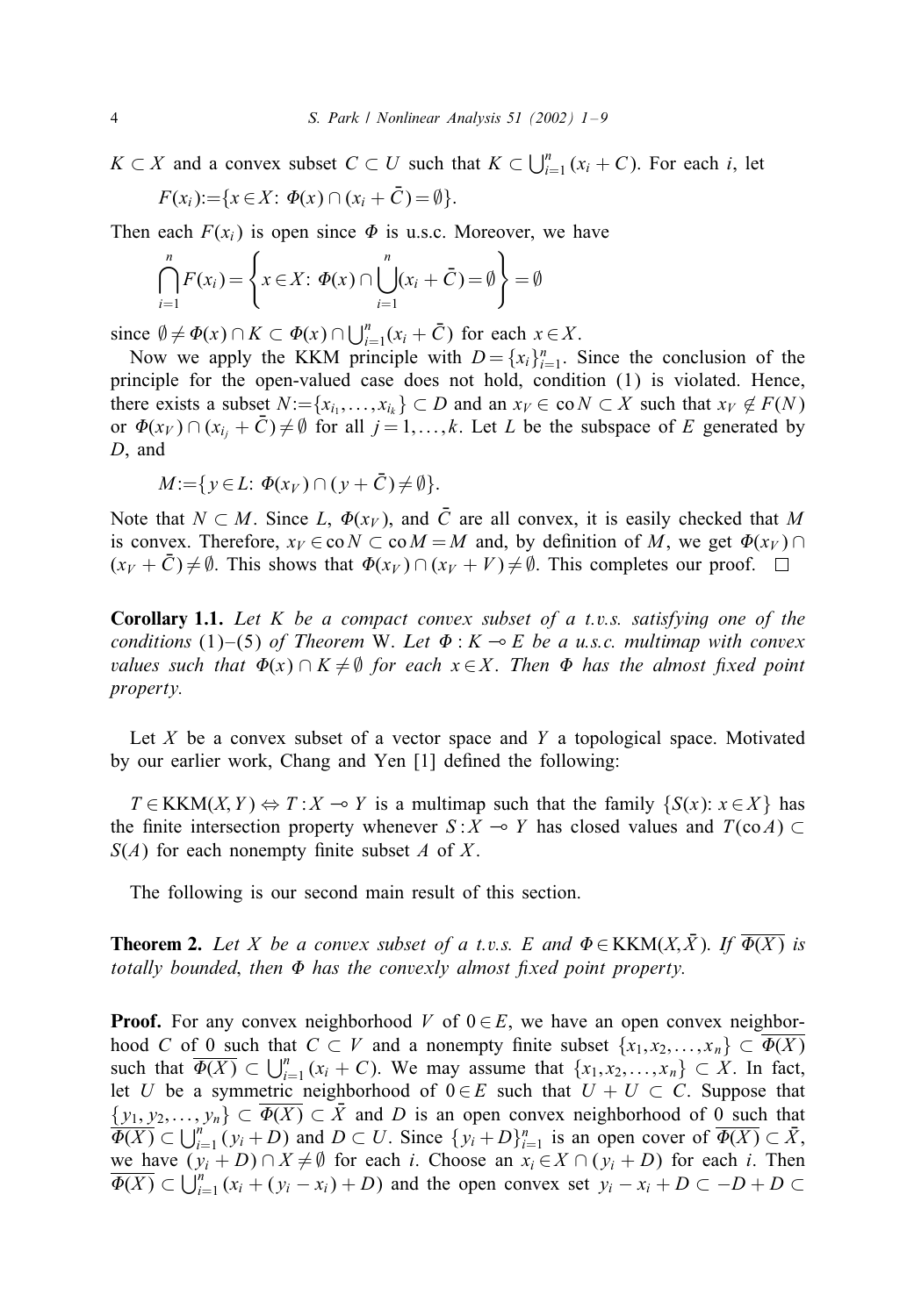$K \subset X$ and a convex subset $C \subset U$ such that $K \subset \bigcup_{i=1}^{n}(x_i + C)$. For each $i$, let

$$F(x_i) := \{x \in X \colon \Phi(x) \cap (x_i + \bar{C}) = \emptyset\}.$$

Then each $F(x_i)$ is open since $\Phi$ is u.s.c. Moreover, we have

$$\bigcap_{i=1}^{n} F(x_i) = \left\{ x \in X \colon \Phi(x) \cap \bigcup_{i=1}^{n}(x_i + \bar{C}) = \emptyset \right\} = \emptyset$$

since $\emptyset \neq \Phi(x) \cap K \subset \Phi(x) \cap \bigcup_{i=1}^{n}(x_i + \bar{C})$ for each $x \in X$.

Now we apply the KKM principle with $D = \{x_i\}_{i=1}^{n}$. Since the conclusion of the principle for the open-valued case does not hold, condition (1) is violated. Hence, there exists a subset $N := \{x_{i_1}, \ldots, x_{i_k}\} \subset D$ and an $x_V \in \operatorname{co} N \subset X$ such that $x_V \notin F(N)$ or $\Phi(x_V) \cap (x_{i_j} + \bar{C}) \neq \emptyset$ for all $j = 1, \ldots, k$. Let $L$ be the subspace of $E$ generated by $D$, and

$$M := \{y \in L \colon \Phi(x_V) \cap (y + \bar{C}) \neq \emptyset\}.$$

Note that $N \subset M$. Since $L$, $\Phi(x_V)$, and $\bar{C}$ are all convex, it is easily checked that $M$ is convex. Therefore, $x_V \in \operatorname{co} N \subset \operatorname{co} M = M$ and, by definition of $M$, we get $\Phi(x_V) \cap (x_V + \bar{C}) \neq \emptyset$. This shows that $\Phi(x_V) \cap (x_V + V) \neq \emptyset$. This completes our proof. $\square$

**Corollary 1.1.** *Let $K$ be a compact convex subset of a t.v.s. satisfying one of the conditions* (1)–(5) *of Theorem* W. *Let $\Phi : K \multimap E$ be a u.s.c. multimap with convex values such that $\Phi(x) \cap K \neq \emptyset$ for each $x \in X$. Then $\Phi$ has the almost fixed point property.*

Let $X$ be a convex subset of a vector space and $Y$ a topological space. Motivated by our earlier work, Chang and Yen [1] defined the following:

$T \in \mathrm{KKM}(X, Y) \Leftrightarrow T : X \multimap Y$ is a multimap such that the family $\{S(x) \colon x \in X\}$ has the finite intersection property whenever $S : X \multimap Y$ has closed values and $T(\operatorname{co} A) \subset S(A)$ for each nonempty finite subset $A$ of $X$.

The following is our second main result of this section.

**Theorem 2.** *Let $X$ be a convex subset of a t.v.s. $E$ and $\Phi \in \mathrm{KKM}(X, \bar{X})$. If $\overline{\Phi(X)}$ is totally bounded, then $\Phi$ has the convexly almost fixed point property.*

**Proof.** For any convex neighborhood $V$ of $0 \in E$, we have an open convex neighborhood $C$ of $0$ such that $C \subset V$ and a nonempty finite subset $\{x_1, x_2, \ldots, x_n\} \subset \overline{\Phi(X)}$ such that $\overline{\Phi(X)} \subset \bigcup_{i=1}^{n}(x_i + C)$. We may assume that $\{x_1, x_2, \ldots, x_n\} \subset X$. In fact, let $U$ be a symmetric neighborhood of $0 \in E$ such that $U + U \subset C$. Suppose that $\{y_1, y_2, \ldots, y_n\} \subset \overline{\Phi(X)} \subset \bar{X}$ and $D$ is an open convex neighborhood of $0$ such that $\overline{\Phi(X)} \subset \bigcup_{i=1}^{n}(y_i + D)$ and $D \subset U$. Since $\{y_i + D\}_{i=1}^{n}$ is an open cover of $\overline{\Phi(X)} \subset \bar{X}$, we have $(y_i + D) \cap X \neq \emptyset$ for each $i$. Choose an $x_i \in X \cap (y_i + D)$ for each $i$. Then $\overline{\Phi(X)} \subset \bigcup_{i=1}^{n}(x_i + (y_i - x_i) + D)$ and the open convex set $y_i - x_i + D \subset -D + D \subset$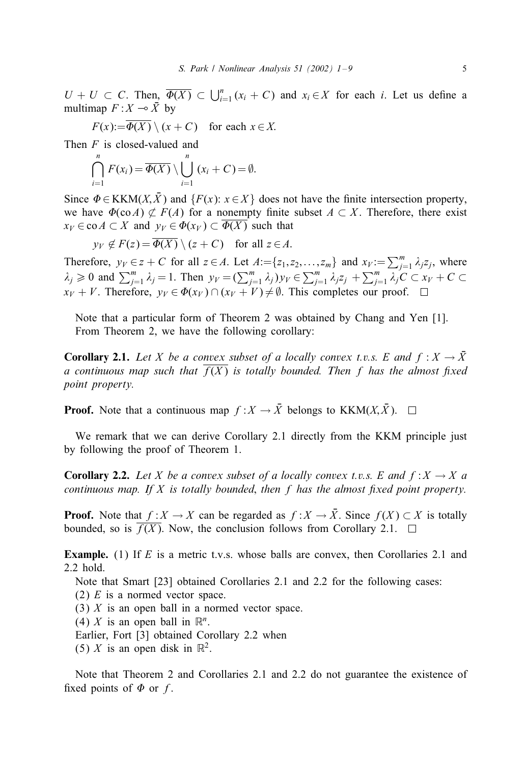$U + U \subset C$. Then, $\overline{\Phi(X)} \subset \bigcup_{i=1}^n (x_i + C)$ and $x_i \in X$ for each $i$. Let us define a multimap $F : X \multimap \bar{X}$ by

$$F(x) := \overline{\Phi(X)} \setminus (x + C) \quad \text{for each } x \in X.$$

Then $F$ is closed-valued and

$$\bigcap_{i=1}^n F(x_i) = \overline{\Phi(X)} \setminus \bigcup_{i=1}^n (x_i + C) = \emptyset.$$

Since $\Phi \in \mathrm{KKM}(X, \bar{X})$ and $\{F(x) : x \in X\}$ does not have the finite intersection property, we have $\Phi(\mathrm{co}\, A) \not\subset F(A)$ for a nonempty finite subset $A \subset X$. Therefore, there exist $x_V \in \mathrm{co}\, A \subset X$ and $y_V \in \Phi(x_V) \subset \overline{\Phi(X)}$ such that

$$y_V \notin F(z) = \overline{\Phi(X)} \setminus (z + C) \quad \text{for all } z \in A.$$

Therefore, $y_V \in z + C$ for all $z \in A$. Let $A := \{z_1, z_2, \ldots, z_m\}$ and $x_V := \sum_{j=1}^m \lambda_j z_j$, where $\lambda_j \geqslant 0$ and $\sum_{j=1}^m \lambda_j = 1$. Then $y_V = (\sum_{j=1}^m \lambda_j) y_V \in \sum_{j=1}^m \lambda_j z_j + \sum_{j=1}^m \lambda_j C \subset x_V + C \subset x_V + V$. Therefore, $y_V \in \Phi(x_V) \cap (x_V + V) \neq \emptyset$. This completes our proof. □

Note that a particular form of Theorem 2 was obtained by Chang and Yen [1].

From Theorem 2, we have the following corollary:

**Corollary 2.1.** *Let $X$ be a convex subset of a locally convex t.v.s. $E$ and $f : X \to \bar{X}$ a continuous map such that $\overline{f(X)}$ is totally bounded. Then $f$ has the almost fixed point property.*

**Proof.** Note that a continuous map $f : X \to \bar{X}$ belongs to $\mathrm{KKM}(X, \bar{X})$. □

We remark that we can derive Corollary 2.1 directly from the KKM principle just by following the proof of Theorem 1.

**Corollary 2.2.** *Let $X$ be a convex subset of a locally convex t.v.s. $E$ and $f : X \to X$ a continuous map. If $X$ is totally bounded, then $f$ has the almost fixed point property.*

**Proof.** Note that $f : X \to X$ can be regarded as $f : X \to \bar{X}$. Since $f(X) \subset X$ is totally bounded, so is $\overline{f(X)}$. Now, the conclusion follows from Corollary 2.1. □

**Example.** (1) If $E$ is a metric t.v.s. whose balls are convex, then Corollaries 2.1 and 2.2 hold.

Note that Smart [23] obtained Corollaries 2.1 and 2.2 for the following cases:

(2) $E$ is a normed vector space.

(3) $X$ is an open ball in a normed vector space.

(4) $X$ is an open ball in $\mathbb{R}^n$.

Earlier, Fort [3] obtained Corollary 2.2 when

(5) $X$ is an open disk in $\mathbb{R}^2$.

Note that Theorem 2 and Corollaries 2.1 and 2.2 do not guarantee the existence of fixed points of $\Phi$ or $f$.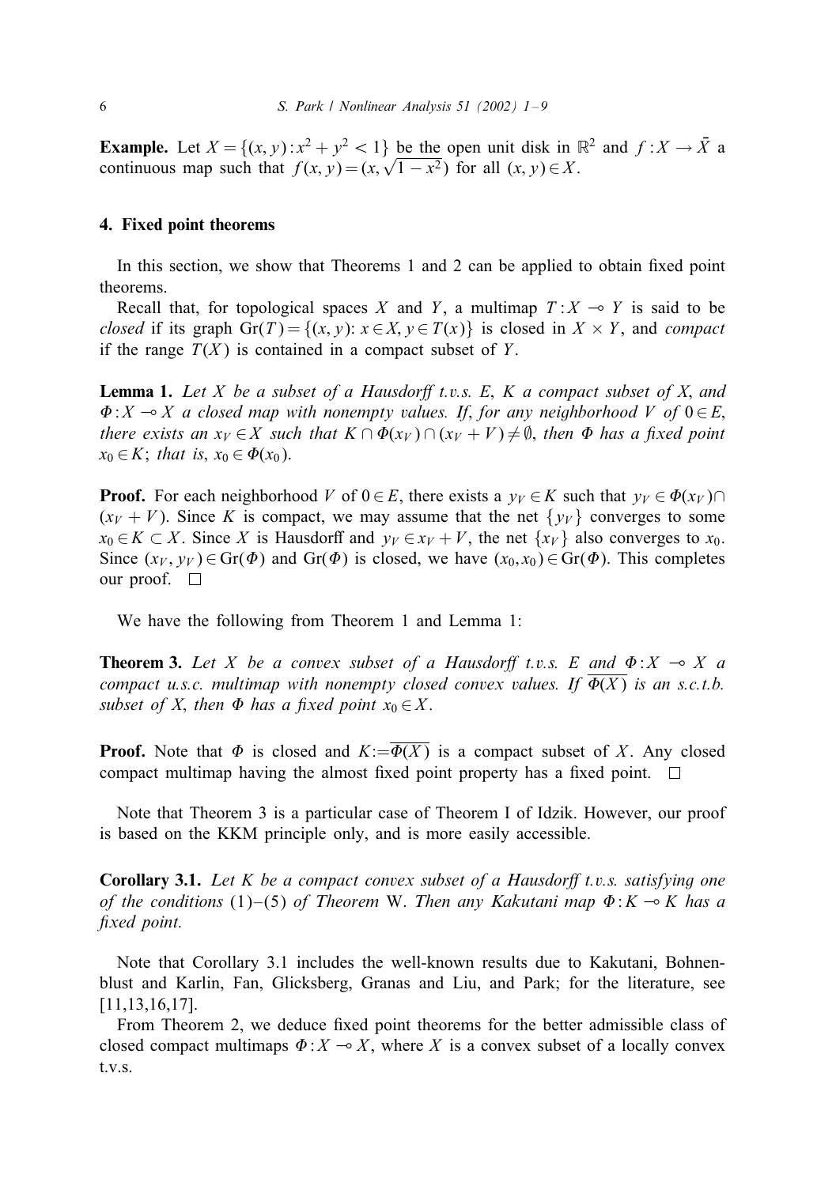**Example.** Let $X = \{(x, y) : x^2 + y^2 < 1\}$ be the open unit disk in $\mathbb{R}^2$ and $f : X \to \bar{X}$ a continuous map such that $f(x, y) = (x, \sqrt{1 - x^2})$ for all $(x, y) \in X$.

## 4. Fixed point theorems

In this section, we show that Theorems 1 and 2 can be applied to obtain fixed point theorems.

Recall that, for topological spaces $X$ and $Y$, a multimap $T : X \multimap Y$ is said to be *closed* if its graph $\mathrm{Gr}(T) = \{(x, y) \colon x \in X, y \in T(x)\}$ is closed in $X \times Y$, and *compact* if the range $T(X)$ is contained in a compact subset of $Y$.

**Lemma 1.** *Let $X$ be a subset of a Hausdorff t.v.s. $E$, $K$ a compact subset of $X$, and $\Phi : X \multimap X$ a closed map with nonempty values. If, for any neighborhood $V$ of $0 \in E$, there exists an $x_V \in X$ such that $K \cap \Phi(x_V) \cap (x_V + V) \neq \emptyset$, then $\Phi$ has a fixed point $x_0 \in K$; that is, $x_0 \in \Phi(x_0)$.*

**Proof.** For each neighborhood $V$ of $0 \in E$, there exists a $y_V \in K$ such that $y_V \in \Phi(x_V) \cap (x_V + V)$. Since $K$ is compact, we may assume that the net $\{y_V\}$ converges to some $x_0 \in K \subset X$. Since $X$ is Hausdorff and $y_V \in x_V + V$, the net $\{x_V\}$ also converges to $x_0$. Since $(x_V, y_V) \in \mathrm{Gr}(\Phi)$ and $\mathrm{Gr}(\Phi)$ is closed, we have $(x_0, x_0) \in \mathrm{Gr}(\Phi)$. This completes our proof. $\square$

We have the following from Theorem 1 and Lemma 1:

**Theorem 3.** *Let $X$ be a convex subset of a Hausdorff t.v.s. $E$ and $\Phi : X \multimap X$ a compact u.s.c. multimap with nonempty closed convex values. If $\overline{\Phi(X)}$ is an s.c.t.b. subset of $X$, then $\Phi$ has a fixed point $x_0 \in X$.*

**Proof.** Note that $\Phi$ is closed and $K := \overline{\Phi(X)}$ is a compact subset of $X$. Any closed compact multimap having the almost fixed point property has a fixed point. $\square$

Note that Theorem 3 is a particular case of Theorem I of Idzik. However, our proof is based on the KKM principle only, and is more easily accessible.

**Corollary 3.1.** *Let $K$ be a compact convex subset of a Hausdorff t.v.s. satisfying one of the conditions* (1)–(5) *of Theorem* W. *Then any Kakutani map $\Phi : K \multimap K$ has a fixed point.*

Note that Corollary 3.1 includes the well-known results due to Kakutani, Bohnenblust and Karlin, Fan, Glicksberg, Granas and Liu, and Park; for the literature, see [11,13,16,17].

From Theorem 2, we deduce fixed point theorems for the better admissible class of closed compact multimaps $\Phi : X \multimap X$, where $X$ is a convex subset of a locally convex t.v.s.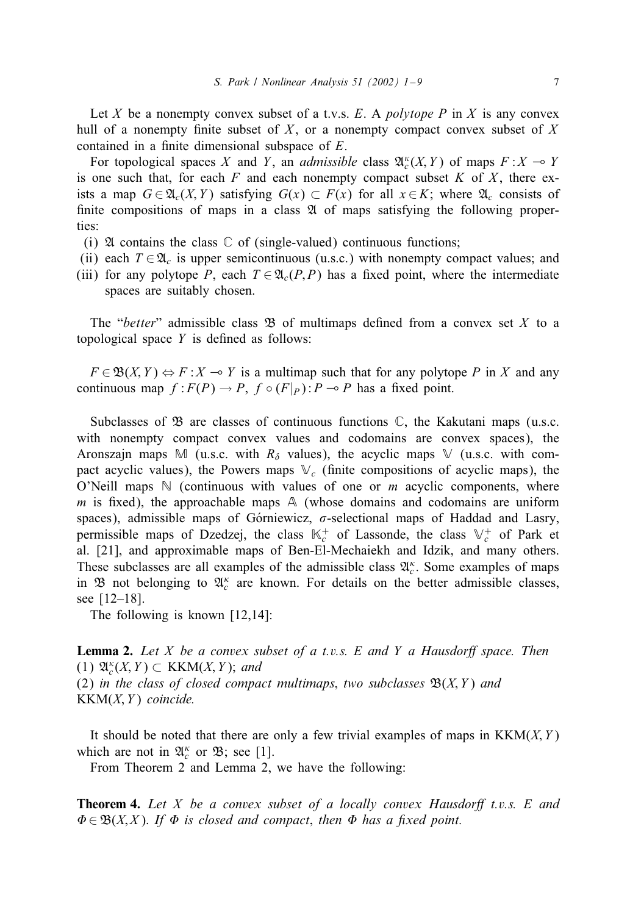Let $X$ be a nonempty convex subset of a t.v.s. $E$. A *polytope* $P$ in $X$ is any convex hull of a nonempty finite subset of $X$, or a nonempty compact convex subset of $X$ contained in a finite dimensional subspace of $E$.

For topological spaces $X$ and $Y$, an *admissible* class $\mathfrak{A}_c^\kappa(X,Y)$ of maps $F : X \multimap Y$ is one such that, for each $F$ and each nonempty compact subset $K$ of $X$, there exists a map $G \in \mathfrak{A}_c(X,Y)$ satisfying $G(x) \subset F(x)$ for all $x \in K$; where $\mathfrak{A}_c$ consists of finite compositions of maps in a class $\mathfrak{A}$ of maps satisfying the following properties:

(i) $\mathfrak{A}$ contains the class $\mathbb{C}$ of (single-valued) continuous functions;
(ii) each $T \in \mathfrak{A}_c$ is upper semicontinuous (u.s.c.) with nonempty compact values; and
(iii) for any polytope $P$, each $T \in \mathfrak{A}_c(P,P)$ has a fixed point, where the intermediate spaces are suitably chosen.

The "*better*" admissible class $\mathfrak{B}$ of multimaps defined from a convex set $X$ to a topological space $Y$ is defined as follows:

$F \in \mathfrak{B}(X,Y) \Leftrightarrow F : X \multimap Y$ is a multimap such that for any polytope $P$ in $X$ and any continuous map $f : F(P) \to P$, $f \circ (F|_P) : P \multimap P$ has a fixed point.

Subclasses of $\mathfrak{B}$ are classes of continuous functions $\mathbb{C}$, the Kakutani maps (u.s.c. with nonempty compact convex values and codomains are convex spaces), the Aronszajn maps $\mathbb{M}$ (u.s.c. with $R_\delta$ values), the acyclic maps $\mathbb{V}$ (u.s.c. with compact acyclic values), the Powers maps $\mathbb{V}_c$ (finite compositions of acyclic maps), the O'Neill maps $\mathbb{N}$ (continuous with values of one or $m$ acyclic components, where $m$ is fixed), the approachable maps $\mathbb{A}$ (whose domains and codomains are uniform spaces), admissible maps of Górniewicz, $\sigma$-selectional maps of Haddad and Lasry, permissible maps of Dzedzej, the class $\mathbb{K}_c^+$ of Lassonde, the class $\mathbb{V}_c^+$ of Park et al. [21], and approximable maps of Ben-El-Mechaiekh and Idzik, and many others. These subclasses are all examples of the admissible class $\mathfrak{A}_c^\kappa$. Some examples of maps in $\mathfrak{B}$ not belonging to $\mathfrak{A}_c^\kappa$ are known. For details on the better admissible classes, see [12–18].

The following is known [12,14]:

**Lemma 2.** *Let $X$ be a convex subset of a t.v.s. $E$ and $Y$ a Hausdorff space. Then*
(1) *$\mathfrak{A}_c^\kappa(X,Y) \subset \mathrm{KKM}(X,Y)$; and*
(2) *in the class of closed compact multimaps, two subclasses $\mathfrak{B}(X,Y)$ and $\mathrm{KKM}(X,Y)$ coincide.*

It should be noted that there are only a few trivial examples of maps in $\mathrm{KKM}(X,Y)$ which are not in $\mathfrak{A}_c^\kappa$ or $\mathfrak{B}$; see [1].

From Theorem 2 and Lemma 2, we have the following:

**Theorem 4.** *Let $X$ be a convex subset of a locally convex Hausdorff t.v.s. $E$ and $\Phi \in \mathfrak{B}(X,X)$. If $\Phi$ is closed and compact, then $\Phi$ has a fixed point.*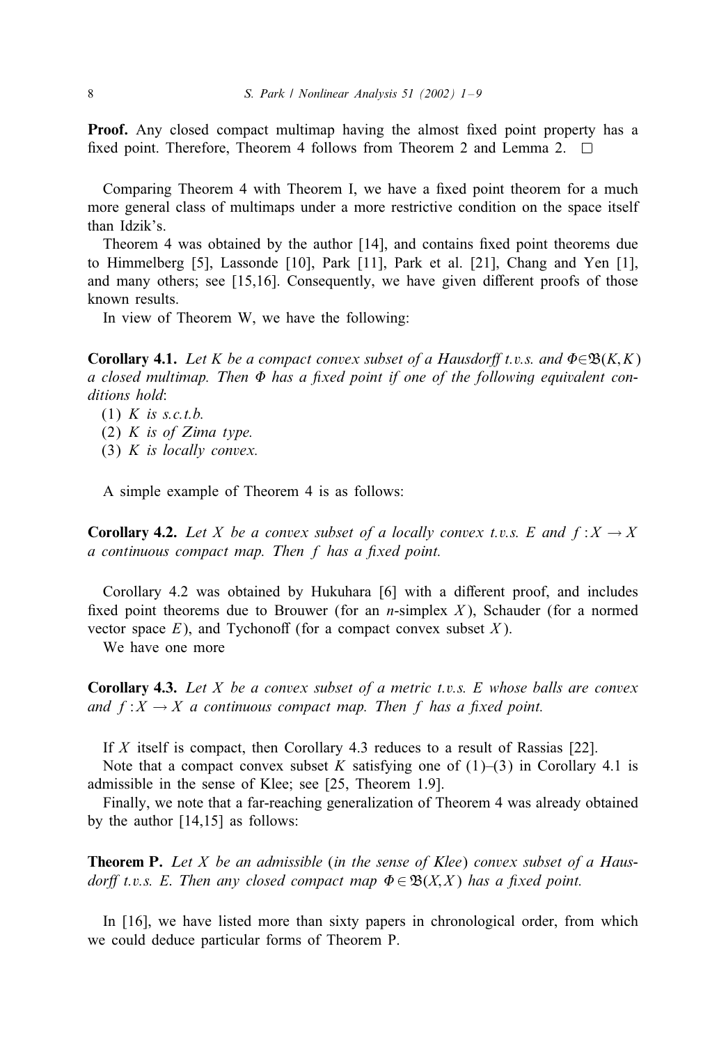**Proof.** Any closed compact multimap having the almost fixed point property has a fixed point. Therefore, Theorem 4 follows from Theorem 2 and Lemma 2. □

Comparing Theorem 4 with Theorem I, we have a fixed point theorem for a much more general class of multimaps under a more restrictive condition on the space itself than Idzik's.

Theorem 4 was obtained by the author [14], and contains fixed point theorems due to Himmelberg [5], Lassonde [10], Park [11], Park et al. [21], Chang and Yen [1], and many others; see [15,16]. Consequently, we have given different proofs of those known results.

In view of Theorem W, we have the following:

**Corollary 4.1.** *Let $K$ be a compact convex subset of a Hausdorff t.v.s. and $\Phi \in \mathfrak{B}(K,K)$ a closed multimap. Then $\Phi$ has a fixed point if one of the following equivalent conditions hold*:

(1) *$K$ is s.c.t.b.*
(2) *$K$ is of Zima type.*
(3) *$K$ is locally convex.*

A simple example of Theorem 4 is as follows:

**Corollary 4.2.** *Let $X$ be a convex subset of a locally convex t.v.s. $E$ and $f : X \to X$ a continuous compact map. Then $f$ has a fixed point.*

Corollary 4.2 was obtained by Hukuhara [6] with a different proof, and includes fixed point theorems due to Brouwer (for an $n$-simplex $X$), Schauder (for a normed vector space $E$), and Tychonoff (for a compact convex subset $X$).

We have one more

**Corollary 4.3.** *Let $X$ be a convex subset of a metric t.v.s. $E$ whose balls are convex and $f : X \to X$ a continuous compact map. Then $f$ has a fixed point.*

If $X$ itself is compact, then Corollary 4.3 reduces to a result of Rassias [22].

Note that a compact convex subset $K$ satisfying one of (1)–(3) in Corollary 4.1 is admissible in the sense of Klee; see [25, Theorem 1.9].

Finally, we note that a far-reaching generalization of Theorem 4 was already obtained by the author [14,15] as follows:

**Theorem P.** *Let $X$ be an admissible* (*in the sense of Klee*) *convex subset of a Hausdorff t.v.s. $E$. Then any closed compact map $\Phi \in \mathfrak{B}(X,X)$ has a fixed point.*

In [16], we have listed more than sixty papers in chronological order, from which we could deduce particular forms of Theorem P.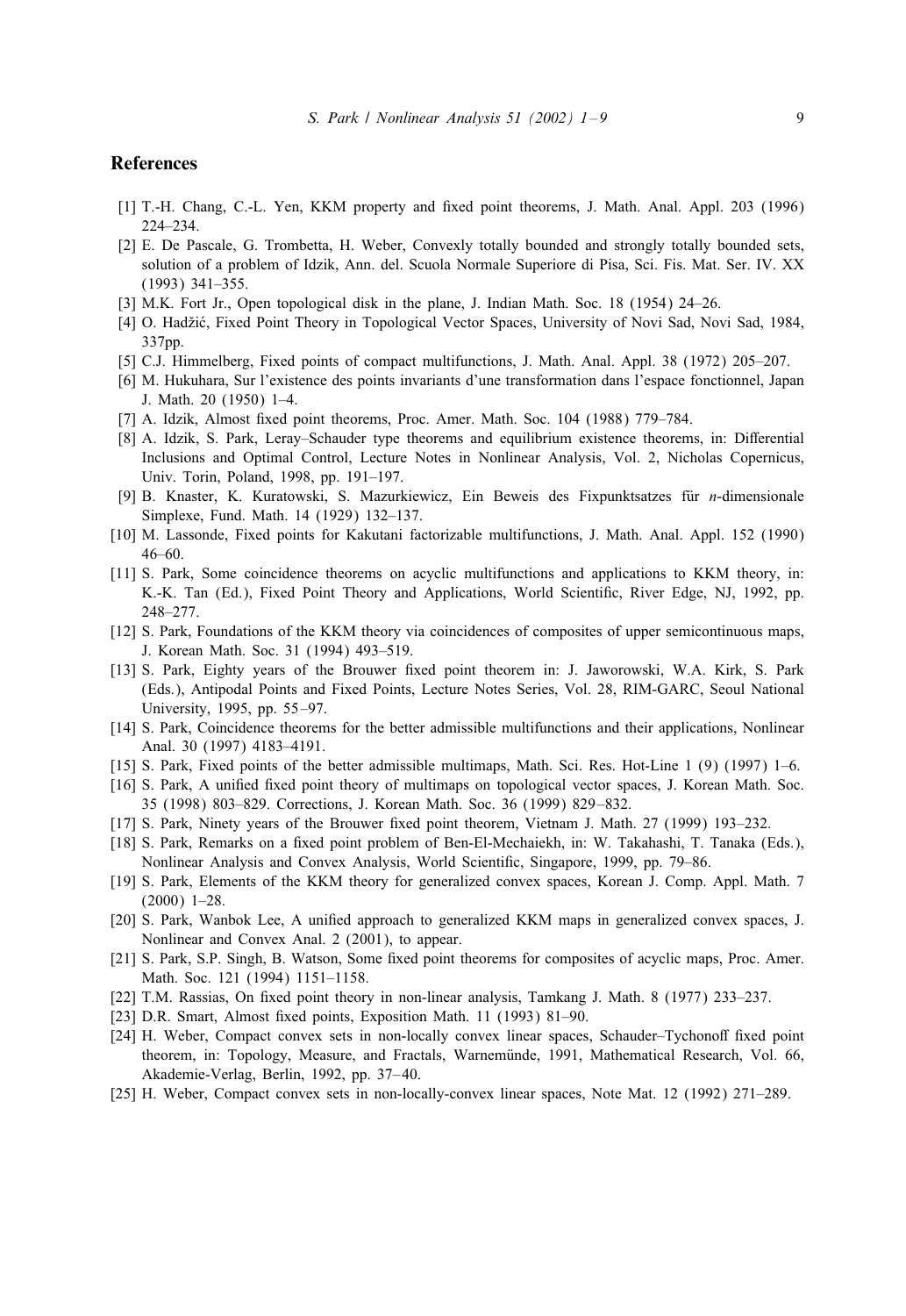## References

[1] T.-H. Chang, C.-L. Yen, KKM property and fixed point theorems, J. Math. Anal. Appl. 203 (1996) 224–234.

[2] E. De Pascale, G. Trombetta, H. Weber, Convexly totally bounded and strongly totally bounded sets, solution of a problem of Idzik, Ann. del. Scuola Normale Superiore di Pisa, Sci. Fis. Mat. Ser. IV. XX (1993) 341–355.

[3] M.K. Fort Jr., Open topological disk in the plane, J. Indian Math. Soc. 18 (1954) 24–26.

[4] O. Hadžić, Fixed Point Theory in Topological Vector Spaces, University of Novi Sad, Novi Sad, 1984, 337pp.

[5] C.J. Himmelberg, Fixed points of compact multifunctions, J. Math. Anal. Appl. 38 (1972) 205–207.

[6] M. Hukuhara, Sur l'existence des points invariants d'une transformation dans l'espace fonctionnel, Japan J. Math. 20 (1950) 1–4.

[7] A. Idzik, Almost fixed point theorems, Proc. Amer. Math. Soc. 104 (1988) 779–784.

[8] A. Idzik, S. Park, Leray–Schauder type theorems and equilibrium existence theorems, in: Differential Inclusions and Optimal Control, Lecture Notes in Nonlinear Analysis, Vol. 2, Nicholas Copernicus, Univ. Torin, Poland, 1998, pp. 191–197.

[9] B. Knaster, K. Kuratowski, S. Mazurkiewicz, Ein Beweis des Fixpunktsatzes für $n$-dimensionale Simplexe, Fund. Math. 14 (1929) 132–137.

[10] M. Lassonde, Fixed points for Kakutani factorizable multifunctions, J. Math. Anal. Appl. 152 (1990) 46–60.

[11] S. Park, Some coincidence theorems on acyclic multifunctions and applications to KKM theory, in: K.-K. Tan (Ed.), Fixed Point Theory and Applications, World Scientific, River Edge, NJ, 1992, pp. 248–277.

[12] S. Park, Foundations of the KKM theory via coincidences of composites of upper semicontinuous maps, J. Korean Math. Soc. 31 (1994) 493–519.

[13] S. Park, Eighty years of the Brouwer fixed point theorem in: J. Jaworowski, W.A. Kirk, S. Park (Eds.), Antipodal Points and Fixed Points, Lecture Notes Series, Vol. 28, RIM-GARC, Seoul National University, 1995, pp. 55–97.

[14] S. Park, Coincidence theorems for the better admissible multifunctions and their applications, Nonlinear Anal. 30 (1997) 4183–4191.

[15] S. Park, Fixed points of the better admissible multimaps, Math. Sci. Res. Hot-Line 1 (9) (1997) 1–6.

[16] S. Park, A unified fixed point theory of multimaps on topological vector spaces, J. Korean Math. Soc. 35 (1998) 803–829. Corrections, J. Korean Math. Soc. 36 (1999) 829–832.

[17] S. Park, Ninety years of the Brouwer fixed point theorem, Vietnam J. Math. 27 (1999) 193–232.

[18] S. Park, Remarks on a fixed point problem of Ben-El-Mechaiekh, in: W. Takahashi, T. Tanaka (Eds.), Nonlinear Analysis and Convex Analysis, World Scientific, Singapore, 1999, pp. 79–86.

[19] S. Park, Elements of the KKM theory for generalized convex spaces, Korean J. Comp. Appl. Math. 7 (2000) 1–28.

[20] S. Park, Wanbok Lee, A unified approach to generalized KKM maps in generalized convex spaces, J. Nonlinear and Convex Anal. 2 (2001), to appear.

[21] S. Park, S.P. Singh, B. Watson, Some fixed point theorems for composites of acyclic maps, Proc. Amer. Math. Soc. 121 (1994) 1151–1158.

[22] T.M. Rassias, On fixed point theory in non-linear analysis, Tamkang J. Math. 8 (1977) 233–237.

[23] D.R. Smart, Almost fixed points, Exposition Math. 11 (1993) 81–90.

[24] H. Weber, Compact convex sets in non-locally convex linear spaces, Schauder–Tychonoff fixed point theorem, in: Topology, Measure, and Fractals, Warnemünde, 1991, Mathematical Research, Vol. 66, Akademie-Verlag, Berlin, 1992, pp. 37–40.

[25] H. Weber, Compact convex sets in non-locally-convex linear spaces, Note Mat. 12 (1992) 271–289.